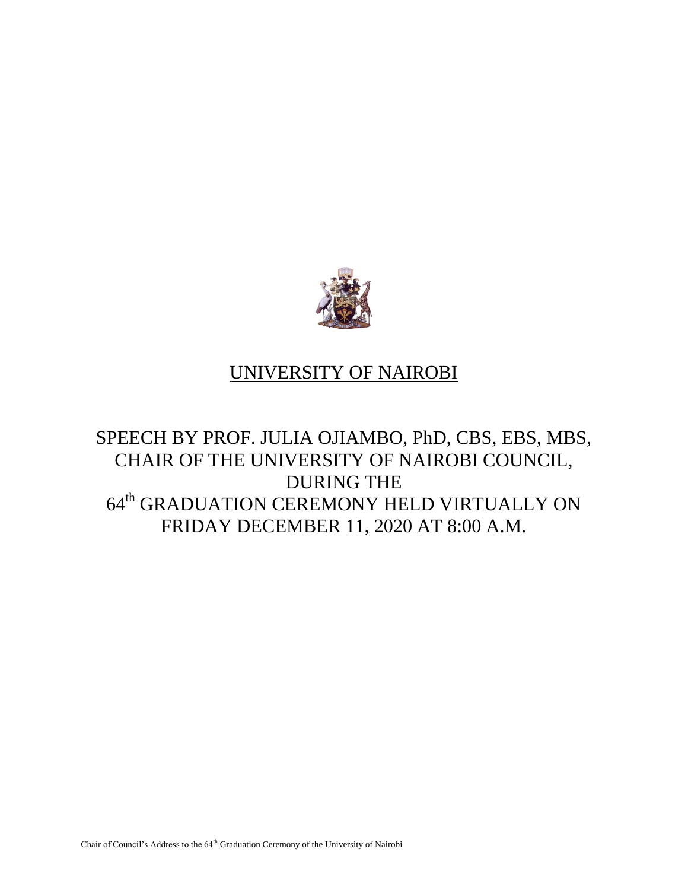# UNIVERSITY OF NAIROBI

## SPEECH BY PROF. JULIA OJIAMBO, PhD, CBS, EBS, MBS, CHAIR OF THE UNIVERSITY OF NAIROBI COUNCIL, DURING THE 64th GRADUATION CEREMONY HELD VIRTUALLY ON FRIDAY DECEMBER 11, 2020 AT 8:00 A.M.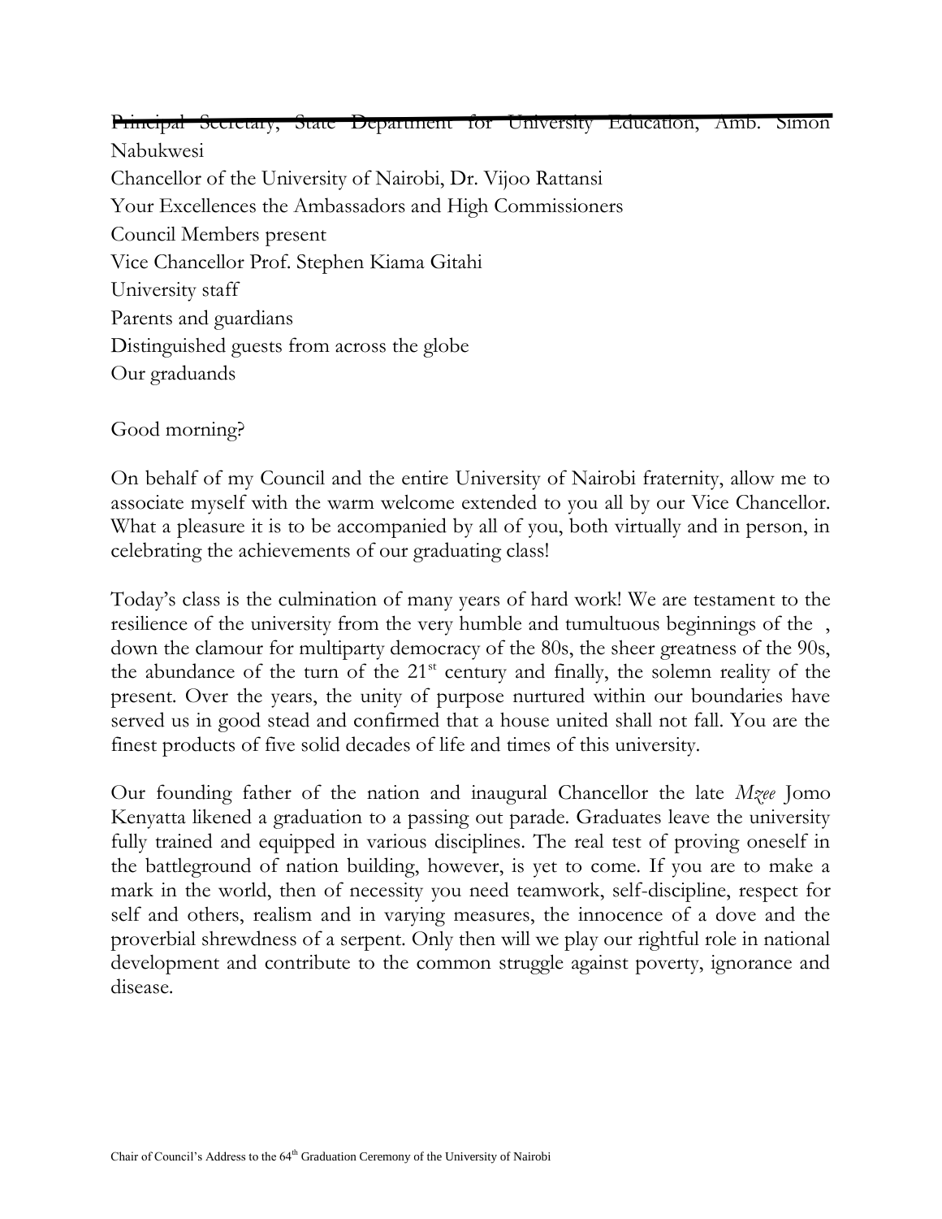~~Principal Secretary, State Department for University Education, Amb. Simon~~ Nabukwesi

Chancellor of the University of Nairobi, Dr. Vijoo Rattansi

Your Excellences the Ambassadors and High Commissioners

Council Members present

Vice Chancellor Prof. Stephen Kiama Gitahi

University staff

Parents and guardians

Distinguished guests from across the globe

Our graduands

Good morning?

On behalf of my Council and the entire University of Nairobi fraternity, allow me to associate myself with the warm welcome extended to you all by our Vice Chancellor. What a pleasure it is to be accompanied by all of you, both virtually and in person, in celebrating the achievements of our graduating class!

Today's class is the culmination of many years of hard work! We are testament to the resilience of the university from the very humble and tumultuous beginnings of the , down the clamour for multiparty democracy of the 80s, the sheer greatness of the 90s, the abundance of the turn of the 21st century and finally, the solemn reality of the present. Over the years, the unity of purpose nurtured within our boundaries have served us in good stead and confirmed that a house united shall not fall. You are the finest products of five solid decades of life and times of this university.

Our founding father of the nation and inaugural Chancellor the late *Mzee* Jomo Kenyatta likened a graduation to a passing out parade. Graduates leave the university fully trained and equipped in various disciplines. The real test of proving oneself in the battleground of nation building, however, is yet to come. If you are to make a mark in the world, then of necessity you need teamwork, self-discipline, respect for self and others, realism and in varying measures, the innocence of a dove and the proverbial shrewdness of a serpent. Only then will we play our rightful role in national development and contribute to the common struggle against poverty, ignorance and disease.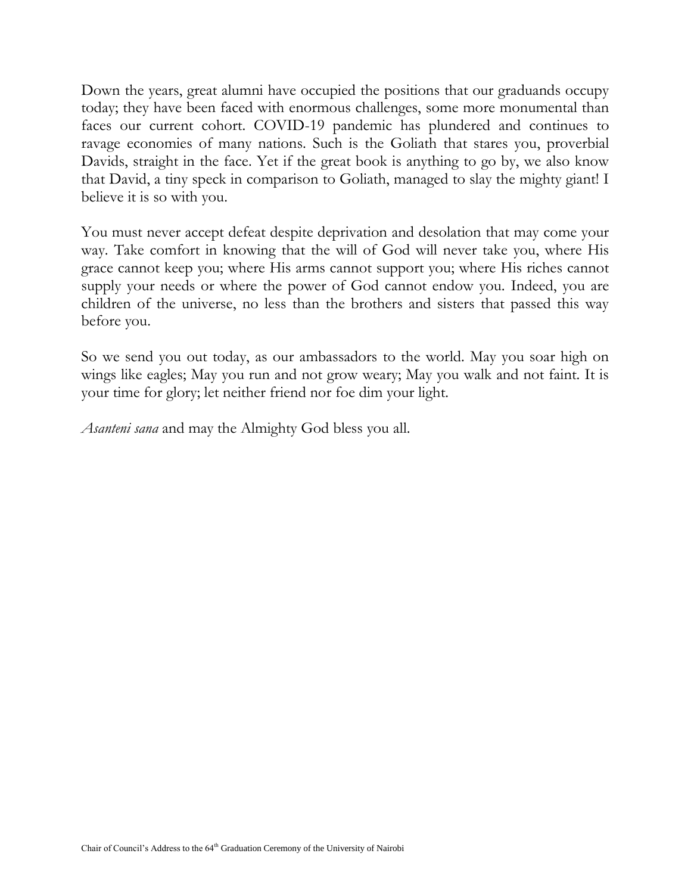Down the years, great alumni have occupied the positions that our graduands occupy today; they have been faced with enormous challenges, some more monumental than faces our current cohort. COVID-19 pandemic has plundered and continues to ravage economies of many nations. Such is the Goliath that stares you, proverbial Davids, straight in the face. Yet if the great book is anything to go by, we also know that David, a tiny speck in comparison to Goliath, managed to slay the mighty giant! I believe it is so with you.

You must never accept defeat despite deprivation and desolation that may come your way. Take comfort in knowing that the will of God will never take you, where His grace cannot keep you; where His arms cannot support you; where His riches cannot supply your needs or where the power of God cannot endow you. Indeed, you are children of the universe, no less than the brothers and sisters that passed this way before you.

So we send you out today, as our ambassadors to the world. May you soar high on wings like eagles; May you run and not grow weary; May you walk and not faint. It is your time for glory; let neither friend nor foe dim your light.

*Asanteni sana* and may the Almighty God bless you all.